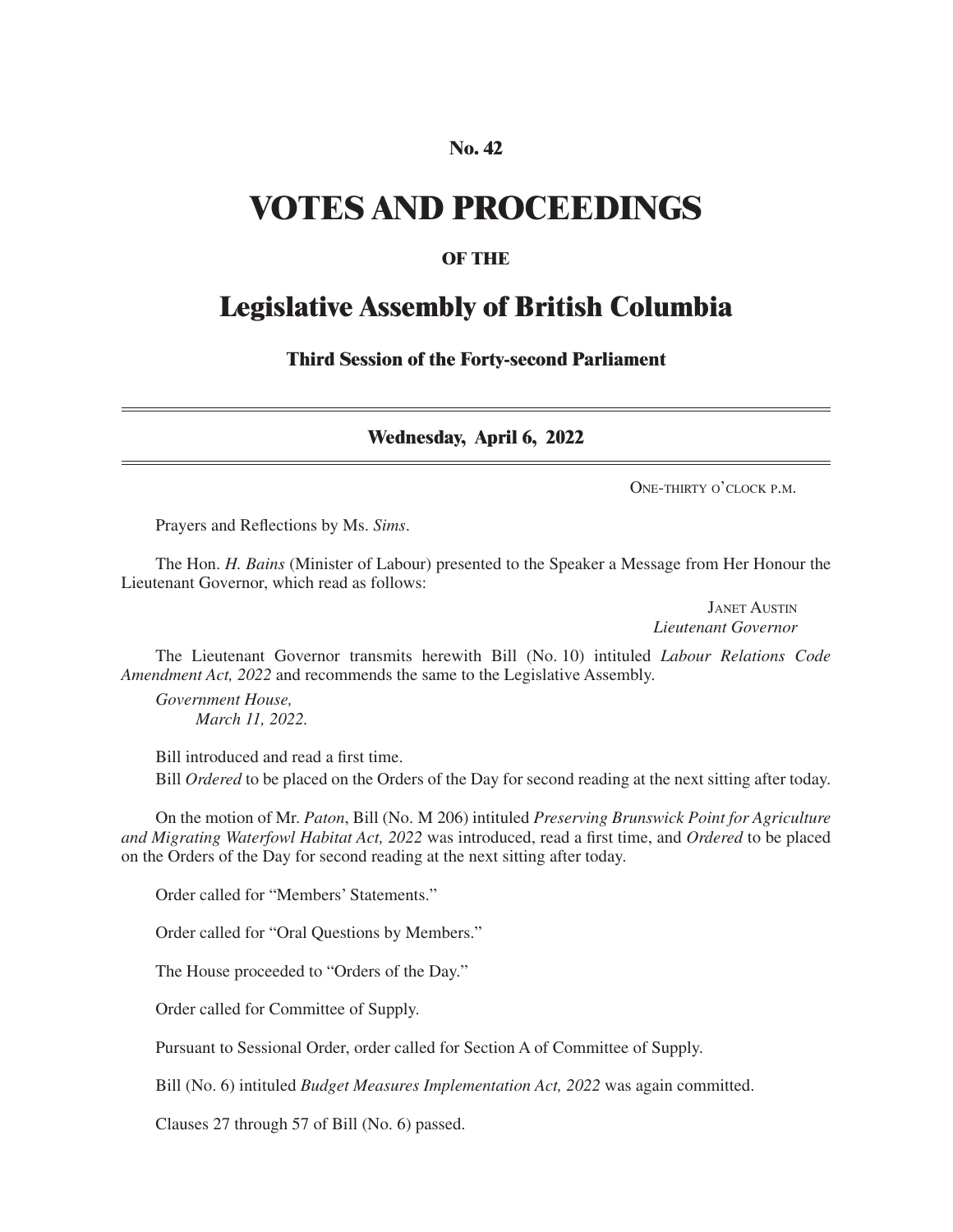**No. 42**

# VOTES AND PROCEEDINGS

**OF THE**

## Legislative Assembly of British Columbia

**Third Session of the Forty-second Parliament**

---

**Wednesday, April 6, 2022**

---

One-thirty o'clock p.m.

Prayers and Reflections by Ms. *Sims*.

The Hon. *H. Bains* (Minister of Labour) presented to the Speaker a Message from Her Honour the Lieutenant Governor, which read as follows:

Janet Austin
*Lieutenant Governor*

The Lieutenant Governor transmits herewith Bill (No. 10) intituled *Labour Relations Code Amendment Act, 2022* and recommends the same to the Legislative Assembly.

*Government House,*
*March 11, 2022.*

Bill introduced and read a first time.

Bill *Ordered* to be placed on the Orders of the Day for second reading at the next sitting after today.

On the motion of Mr. *Paton*, Bill (No. M 206) intituled *Preserving Brunswick Point for Agriculture and Migrating Waterfowl Habitat Act, 2022* was introduced, read a first time, and *Ordered* to be placed on the Orders of the Day for second reading at the next sitting after today.

Order called for "Members' Statements."

Order called for "Oral Questions by Members."

The House proceeded to "Orders of the Day."

Order called for Committee of Supply.

Pursuant to Sessional Order, order called for Section A of Committee of Supply.

Bill (No. 6) intituled *Budget Measures Implementation Act, 2022* was again committed.

Clauses 27 through 57 of Bill (No. 6) passed.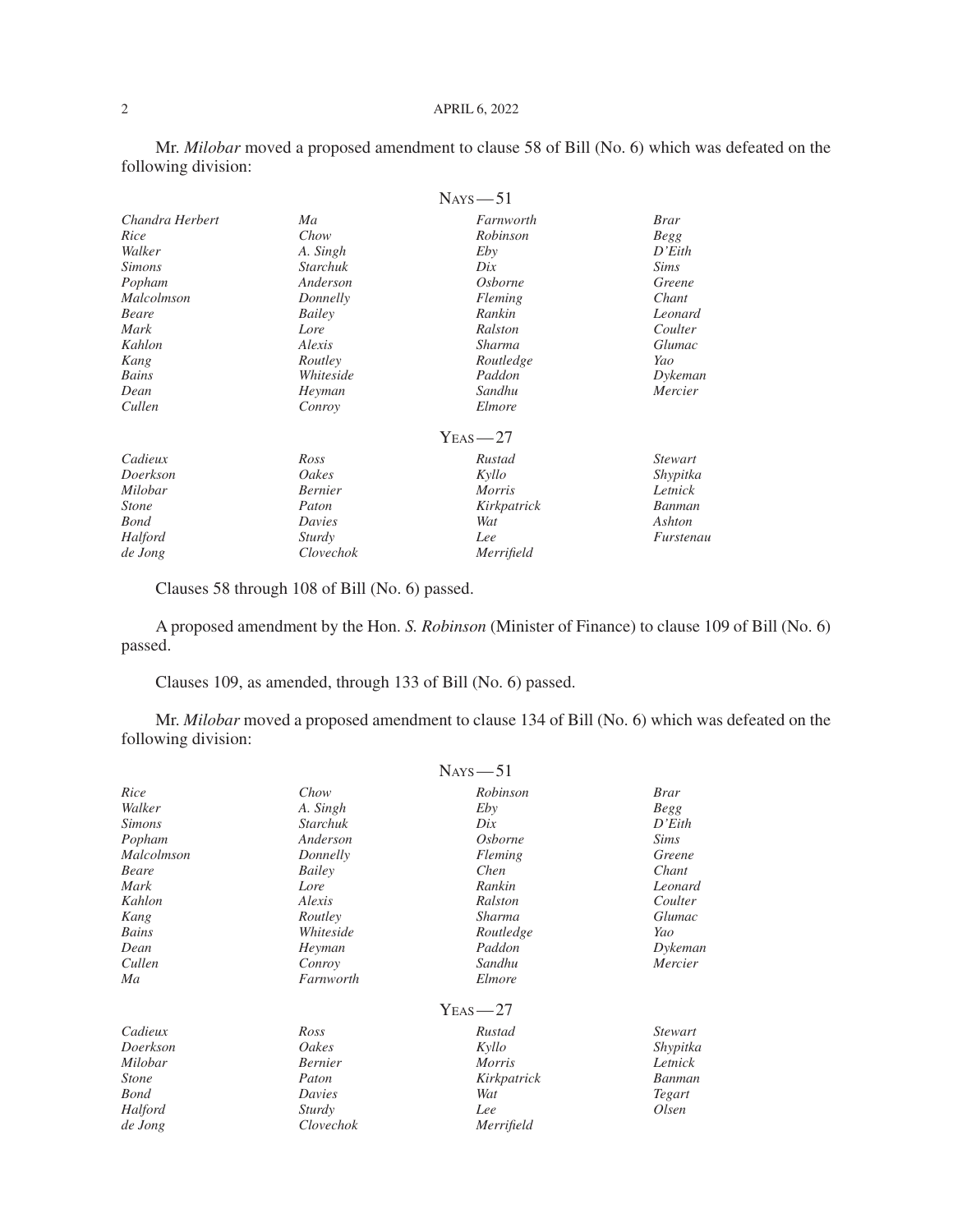Mr. *Milobar* moved a proposed amendment to clause 58 of Bill (No. 6) which was defeated on the following division:

NAYS — 51

| | | | |
|---|---|---|---|
| *Chandra Herbert* | *Ma* | *Farnworth* | *Brar* |
| *Rice* | *Chow* | *Robinson* | *Begg* |
| *Walker* | *A. Singh* | *Eby* | *D'Eith* |
| *Simons* | *Starchuk* | *Dix* | *Sims* |
| *Popham* | *Anderson* | *Osborne* | *Greene* |
| *Malcolmson* | *Donnelly* | *Fleming* | *Chant* |
| *Beare* | *Bailey* | *Rankin* | *Leonard* |
| *Mark* | *Lore* | *Ralston* | *Coulter* |
| *Kahlon* | *Alexis* | *Sharma* | *Glumac* |
| *Kang* | *Routley* | *Routledge* | *Yao* |
| *Bains* | *Whiteside* | *Paddon* | *Dykeman* |
| *Dean* | *Heyman* | *Sandhu* | *Mercier* |
| *Cullen* | *Conroy* | *Elmore* | |

YEAS — 27

| | | | |
|---|---|---|---|
| *Cadieux* | *Ross* | *Rustad* | *Stewart* |
| *Doerkson* | *Oakes* | *Kyllo* | *Shypitka* |
| *Milobar* | *Bernier* | *Morris* | *Letnick* |
| *Stone* | *Paton* | *Kirkpatrick* | *Banman* |
| *Bond* | *Davies* | *Wat* | *Ashton* |
| *Halford* | *Sturdy* | *Lee* | *Furstenau* |
| *de Jong* | *Clovechok* | *Merrifield* | |

Clauses 58 through 108 of Bill (No. 6) passed.

A proposed amendment by the Hon. *S. Robinson* (Minister of Finance) to clause 109 of Bill (No. 6) passed.

Clauses 109, as amended, through 133 of Bill (No. 6) passed.

Mr. *Milobar* moved a proposed amendment to clause 134 of Bill (No. 6) which was defeated on the following division:

NAYS — 51

| | | | |
|---|---|---|---|
| *Rice* | *Chow* | *Robinson* | *Brar* |
| *Walker* | *A. Singh* | *Eby* | *Begg* |
| *Simons* | *Starchuk* | *Dix* | *D'Eith* |
| *Popham* | *Anderson* | *Osborne* | *Sims* |
| *Malcolmson* | *Donnelly* | *Fleming* | *Greene* |
| *Beare* | *Bailey* | *Chen* | *Chant* |
| *Mark* | *Lore* | *Rankin* | *Leonard* |
| *Kahlon* | *Alexis* | *Ralston* | *Coulter* |
| *Kang* | *Routley* | *Sharma* | *Glumac* |
| *Bains* | *Whiteside* | *Routledge* | *Yao* |
| *Dean* | *Heyman* | *Paddon* | *Dykeman* |
| *Cullen* | *Conroy* | *Sandhu* | *Mercier* |
| *Ma* | *Farnworth* | *Elmore* | |

YEAS — 27

| | | | |
|---|---|---|---|
| *Cadieux* | *Ross* | *Rustad* | *Stewart* |
| *Doerkson* | *Oakes* | *Kyllo* | *Shypitka* |
| *Milobar* | *Bernier* | *Morris* | *Letnick* |
| *Stone* | *Paton* | *Kirkpatrick* | *Banman* |
| *Bond* | *Davies* | *Wat* | *Tegart* |
| *Halford* | *Sturdy* | *Lee* | *Olsen* |
| *de Jong* | *Clovechok* | *Merrifield* | |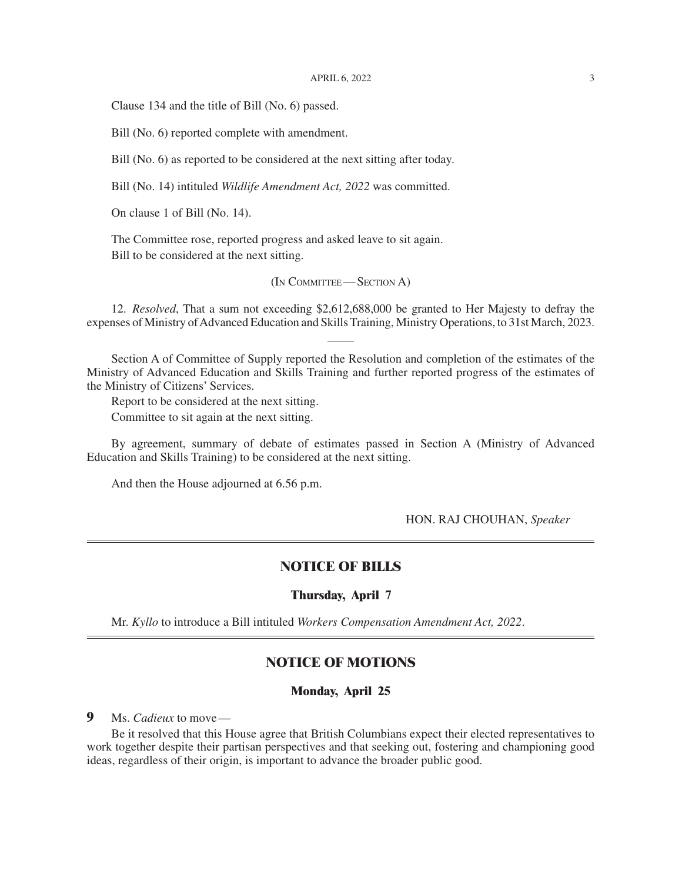Clause 134 and the title of Bill (No. 6) passed.

Bill (No. 6) reported complete with amendment.

Bill (No. 6) as reported to be considered at the next sitting after today.

Bill (No. 14) intituled *Wildlife Amendment Act, 2022* was committed.

On clause 1 of Bill (No. 14).

The Committee rose, reported progress and asked leave to sit again.
Bill to be considered at the next sitting.

(In Committee — Section A)

12. *Resolved*, That a sum not exceeding $2,612,688,000 be granted to Her Majesty to defray the expenses of Ministry of Advanced Education and Skills Training, Ministry Operations, to 31st March, 2023.

---

Section A of Committee of Supply reported the Resolution and completion of the estimates of the Ministry of Advanced Education and Skills Training and further reported progress of the estimates of the Ministry of Citizens' Services.

Report to be considered at the next sitting.

Committee to sit again at the next sitting.

By agreement, summary of debate of estimates passed in Section A (Ministry of Advanced Education and Skills Training) to be considered at the next sitting.

And then the House adjourned at 6.56 p.m.

HON. RAJ CHOUHAN, *Speaker*

## NOTICE OF BILLS

### Thursday, April 7

Mr. *Kyllo* to introduce a Bill intituled *Workers Compensation Amendment Act, 2022*.

## NOTICE OF MOTIONS

### Monday, April 25

**9** Ms. *Cadieux* to move—

Be it resolved that this House agree that British Columbians expect their elected representatives to work together despite their partisan perspectives and that seeking out, fostering and championing good ideas, regardless of their origin, is important to advance the broader public good.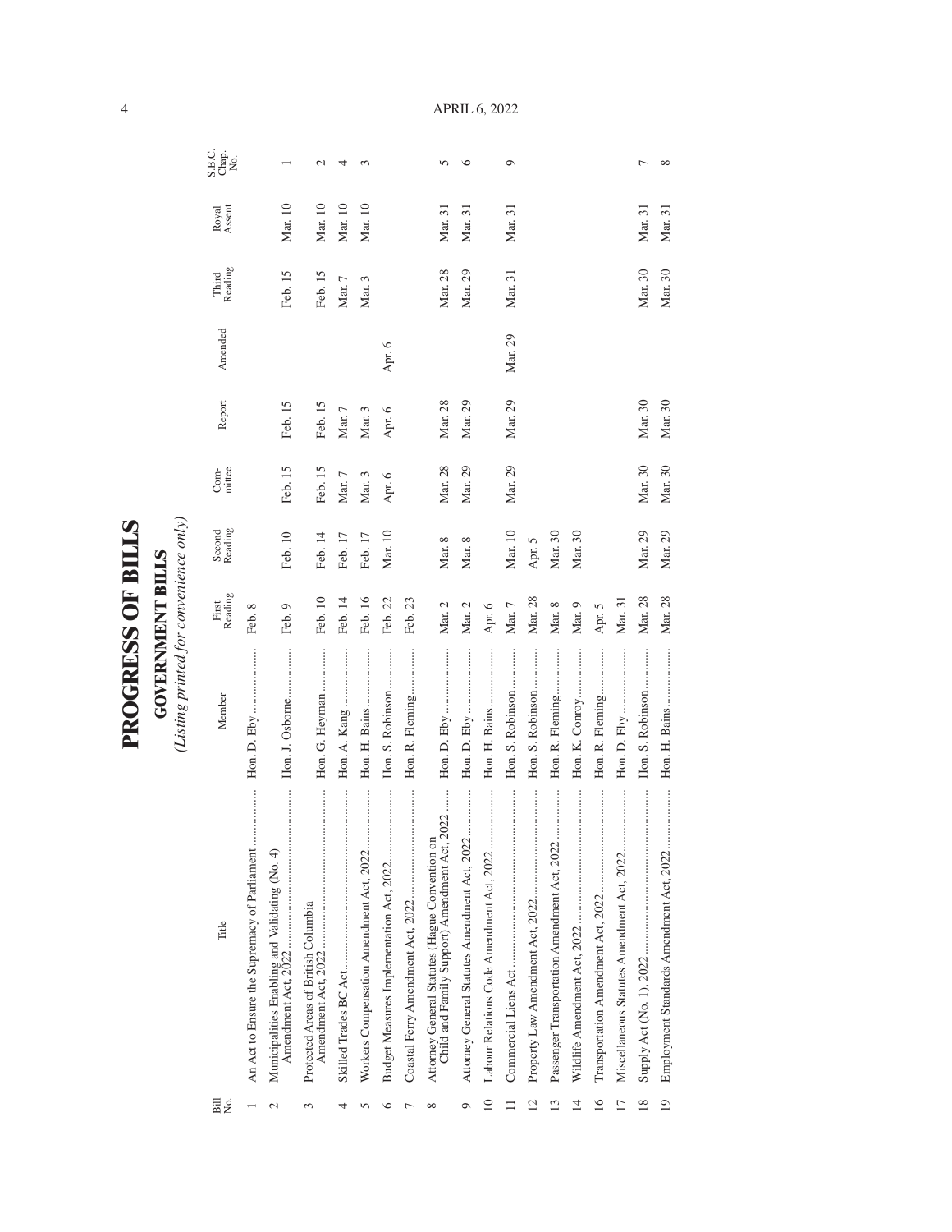# PROGRESS OF BILLS

## GOVERNMENT BILLS

*(Listing printed for convenience only)*

| Bill No. | Title | Member | First Reading | Second Reading | Committee | Report | Amended | Third Reading | Royal Assent | S.B.C. Chap. No. |
|---|---|---|---|---|---|---|---|---|---|---|
| 1 | An Act to Ensure the Supremacy of Parliament | Hon. D. Eby | Feb. 8 | | | | | | | |
| 2 | Municipalities Enabling and Validating (No. 4) Amendment Act, 2022 | Hon. J. Osborne | Feb. 9 | Feb. 10 | Feb. 15 | Feb. 15 | | Feb. 15 | Mar. 10 | 1 |
| 3 | Protected Areas of British Columbia Amendment Act, 2022 | Hon. G. Heyman | Feb. 10 | Feb. 14 | Feb. 15 | Feb. 15 | | Feb. 15 | Mar. 10 | 2 |
| 4 | Skilled Trades BC Act | Hon. A. Kang | Feb. 14 | Feb. 17 | Mar. 7 | Mar. 7 | | Mar. 7 | Mar. 10 | 4 |
| 5 | Workers Compensation Amendment Act, 2022 | Hon. H. Bains | Feb. 16 | Feb. 17 | Mar. 3 | Mar. 3 | | Mar. 3 | Mar. 10 | 3 |
| 6 | Budget Measures Implementation Act, 2022 | Hon. S. Robinson | Feb. 22 | Mar. 10 | Apr. 6 | Apr. 6 | Apr. 6 | | | |
| 7 | Coastal Ferry Amendment Act, 2022 | Hon. R. Fleming | Feb. 23 | | | | | | | |
| 8 | Attorney General Statutes (Hague Convention on Child and Family Support) Amendment Act, 2022 | Hon. D. Eby | Mar. 2 | Mar. 8 | Mar. 28 | Mar. 28 | | Mar. 28 | Mar. 31 | 5 |
| 9 | Attorney General Statutes Amendment Act, 2022 | Hon. D. Eby | Mar. 2 | Mar. 8 | Mar. 29 | Mar. 29 | | Mar. 29 | Mar. 31 | 6 |
| 10 | Labour Relations Code Amendment Act, 2022 | Hon. H. Bains | Apr. 6 | | | | | | | |
| 11 | Commercial Liens Act | Hon. S. Robinson | Mar. 7 | Mar. 10 | Mar. 29 | Mar. 29 | Mar. 29 | Mar. 31 | Mar. 31 | 9 |
| 12 | Property Law Amendment Act, 2022 | Hon. S. Robinson | Mar. 28 | Apr. 5 | | | | | | |
| 13 | Passenger Transportation Amendment Act, 2022 | Hon. R. Fleming | Mar. 8 | Mar. 30 | | | | | | |
| 14 | Wildlife Amendment Act, 2022 | Hon. K. Conroy | Mar. 9 | Mar. 30 | | | | | | |
| 16 | Transportation Amendment Act, 2022 | Hon. R. Fleming | Apr. 5 | | | | | | | |
| 17 | Miscellaneous Statutes Amendment Act, 2022 | Hon. D. Eby | Mar. 31 | | | | | | | |
| 18 | Supply Act (No. 1), 2022 | Hon. S. Robinson | Mar. 28 | Mar. 29 | Mar. 30 | Mar. 30 | | Mar. 30 | Mar. 31 | 7 |
| 19 | Employment Standards Amendment Act, 2022 | Hon. H. Bains | Mar. 28 | Mar. 29 | Mar. 30 | Mar. 30 | | Mar. 30 | Mar. 31 | 8 |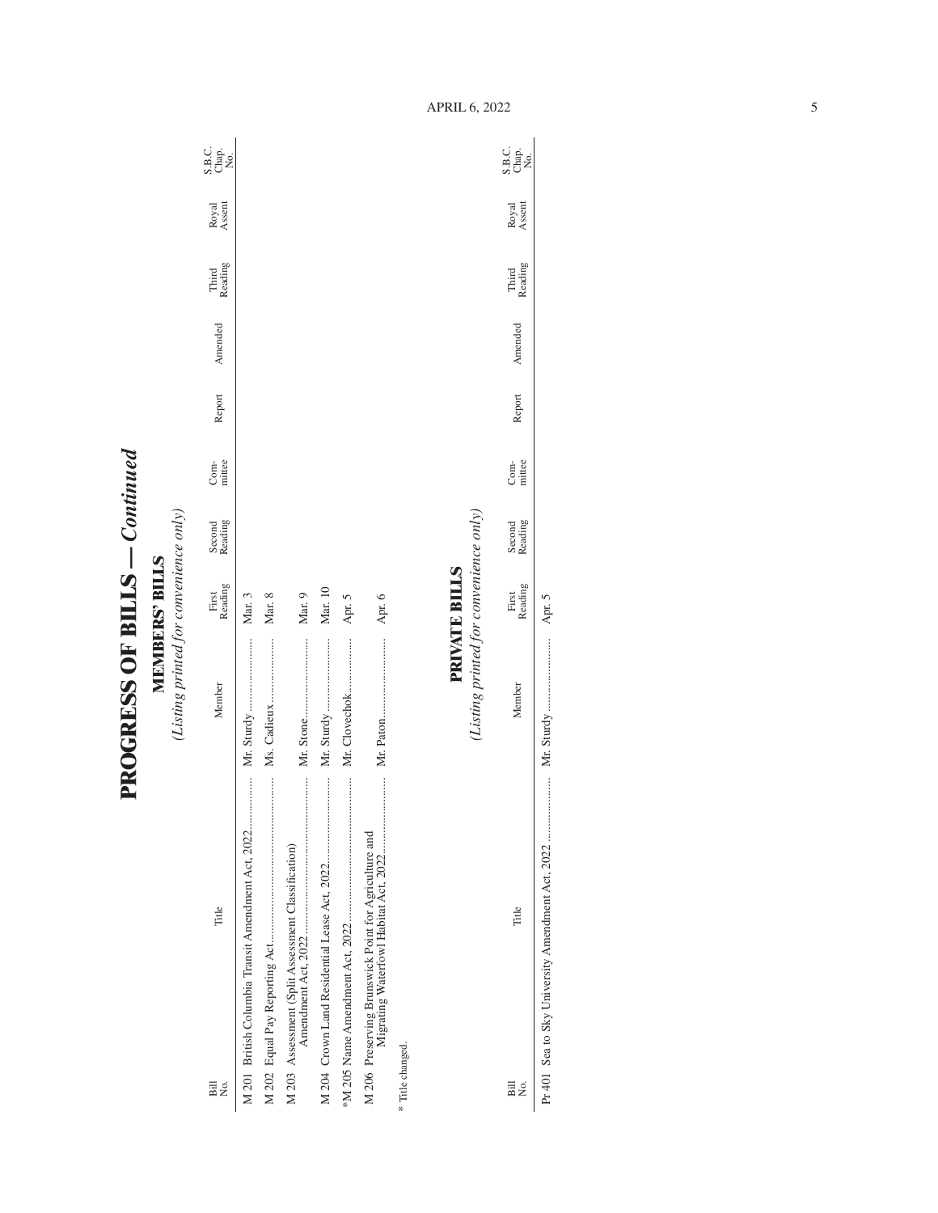# PROGRESS OF BILLS — *Continued*

## MEMBERS' BILLS

*(Listing printed for convenience only)*

| Bill No. | Title | Member | First Reading | Second Reading | Com-mittee | Report | Amended | Third Reading | Royal Assent | S.B.C. Chap. No. |
|---|---|---|---|---|---|---|---|---|---|---|
| M 201 | British Columbia Transit Amendment Act, 2022 | Mr. Sturdy | Mar. 3 | | | | | | | |
| M 202 | Equal Pay Reporting Act | Ms. Cadieux | Mar. 8 | | | | | | | |
| M 203 | Assessment (Split Assessment Classification) Amendment Act, 2022 | Mr. Stone | Mar. 9 | | | | | | | |
| M 204 | Crown Land Residential Lease Act, 2022 | Mr. Sturdy | Mar. 10 | | | | | | | |
| *M 205 | Name Amendment Act, 2022 | Mr. Clovechok | Apr. 5 | | | | | | | |
| M 206 | Preserving Brunswick Point for Agriculture and Migrating Waterfowl Habitat Act, 2022 | Mr. Paton | Apr. 6 | | | | | | | |

\* Title changed.

## PRIVATE BILLS

*(Listing printed for convenience only)*

| Bill No. | Title | Member | First Reading | Second Reading | Com-mittee | Report | Amended | Third Reading | Royal Assent | S.B.C. Chap. No. |
|---|---|---|---|---|---|---|---|---|---|---|
| Pr 401 | Sea to Sky University Amendment Act, 2022 | Mr. Sturdy | Apr. 5 | | | | | | | |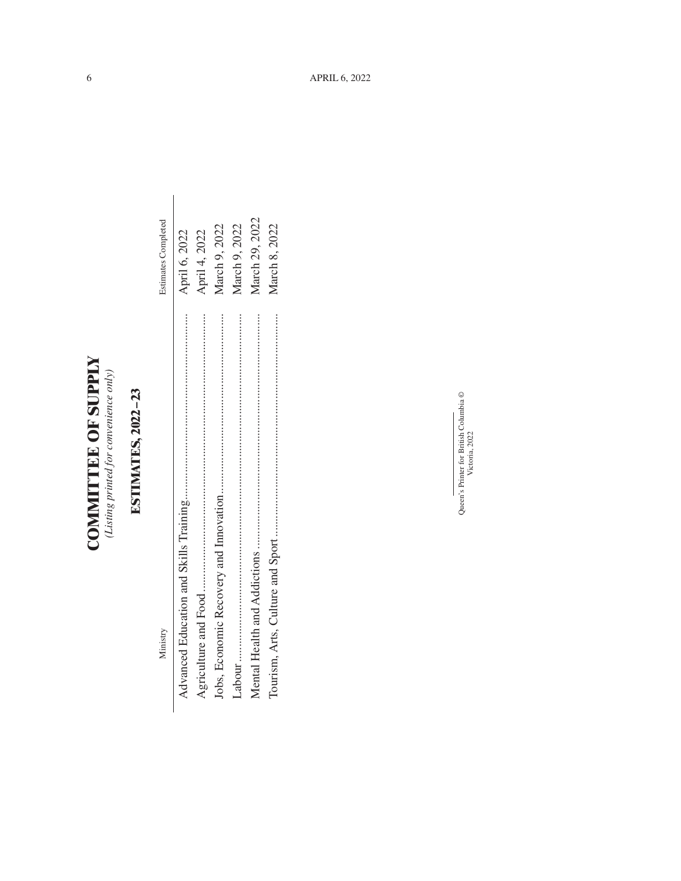# COMMITTEE OF SUPPLY

*(Listing printed for convenience only)*

## ESTIMATES, 2022–23

| Ministry | Estimates Completed |
|---|---|
| Advanced Education and Skills Training | April 6, 2022 |
| Agriculture and Food | April 4, 2022 |
| Jobs, Economic Recovery and Innovation | March 9, 2022 |
| Labour | March 9, 2022 |
| Mental Health and Addictions | March 29, 2022 |
| Tourism, Arts, Culture and Sport | March 8, 2022 |

Queen's Printer for British Columbia ©
Victoria, 2022